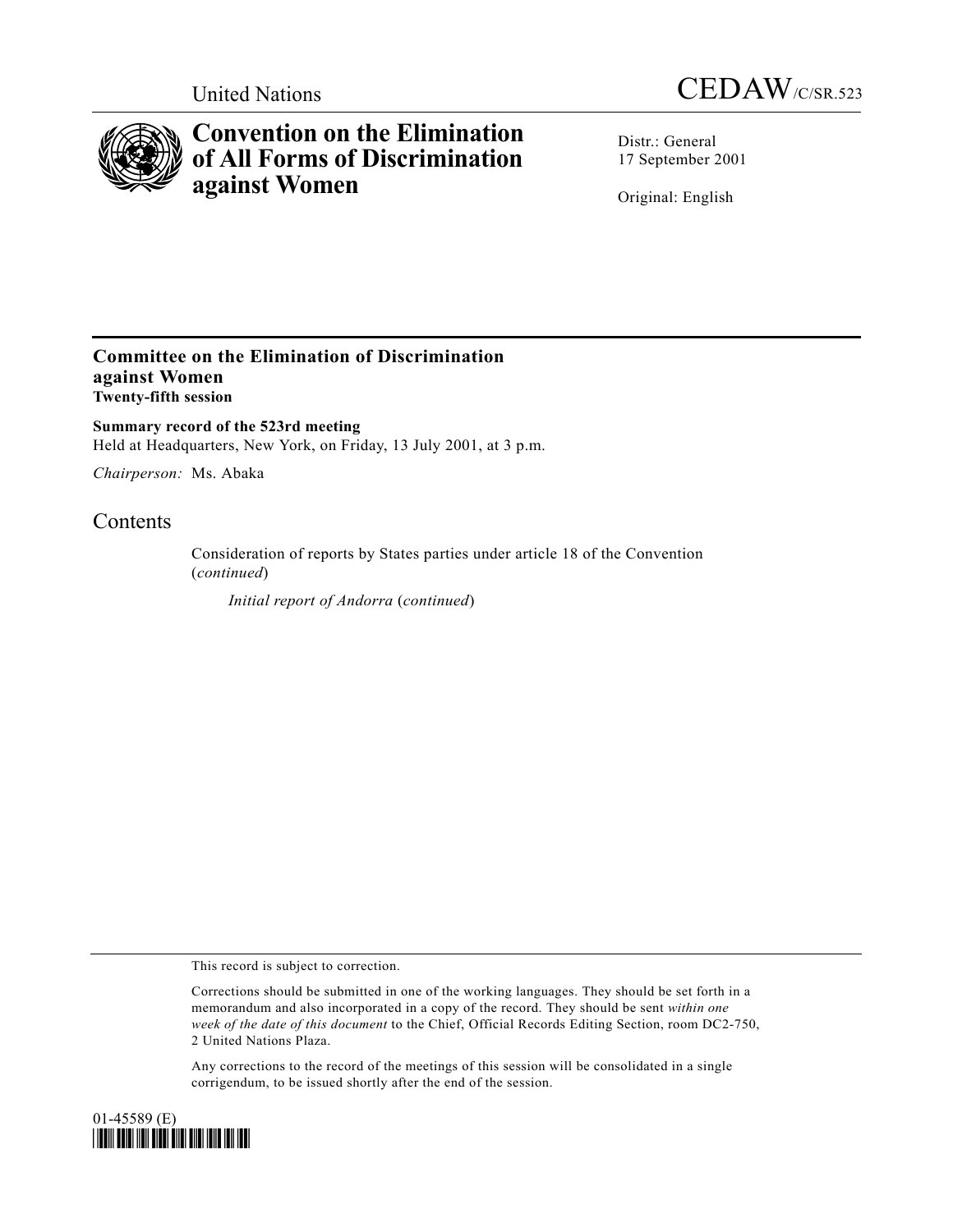United Nations

# CEDAW/C/SR.523

# Convention on the Elimination of All Forms of Discrimination against Women

Distr.: General
17 September 2001

Original: English

---

## Committee on the Elimination of Discrimination against Women
**Twenty-fifth session**

**Summary record of the 523rd meeting**
Held at Headquarters, New York, on Friday, 13 July 2001, at 3 p.m.

*Chairperson:* Ms. Abaka

## Contents

Consideration of reports by States parties under article 18 of the Convention (*continued*)

*Initial report of Andorra* (*continued*)

---

This record is subject to correction.

Corrections should be submitted in one of the working languages. They should be set forth in a memorandum and also incorporated in a copy of the record. They should be sent *within one week of the date of this document* to the Chief, Official Records Editing Section, room DC2-750, 2 United Nations Plaza.

Any corrections to the record of the meetings of this session will be consolidated in a single corrigendum, to be issued shortly after the end of the session.

01-45589 (E)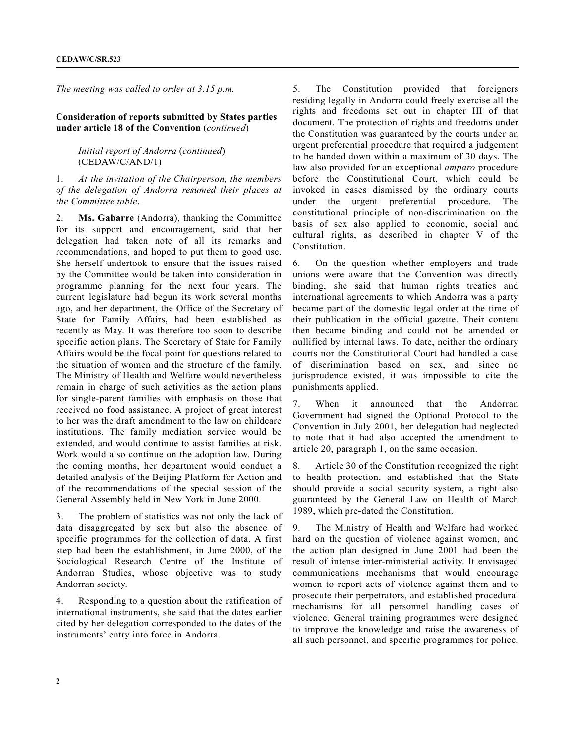*The meeting was called to order at 3.15 p.m.*

**Consideration of reports submitted by States parties under article 18 of the Convention** (*continued*)

*Initial report of Andorra* (*continued*) (CEDAW/C/AND/1)

1. *At the invitation of the Chairperson, the members of the delegation of Andorra resumed their places at the Committee table*.

2. **Ms. Gabarre** (Andorra), thanking the Committee for its support and encouragement, said that her delegation had taken note of all its remarks and recommendations, and hoped to put them to good use. She herself undertook to ensure that the issues raised by the Committee would be taken into consideration in programme planning for the next four years. The current legislature had begun its work several months ago, and her department, the Office of the Secretary of State for Family Affairs, had been established as recently as May. It was therefore too soon to describe specific action plans. The Secretary of State for Family Affairs would be the focal point for questions related to the situation of women and the structure of the family. The Ministry of Health and Welfare would nevertheless remain in charge of such activities as the action plans for single-parent families with emphasis on those that received no food assistance. A project of great interest to her was the draft amendment to the law on childcare institutions. The family mediation service would be extended, and would continue to assist families at risk. Work would also continue on the adoption law. During the coming months, her department would conduct a detailed analysis of the Beijing Platform for Action and of the recommendations of the special session of the General Assembly held in New York in June 2000.

3. The problem of statistics was not only the lack of data disaggregated by sex but also the absence of specific programmes for the collection of data. A first step had been the establishment, in June 2000, of the Sociological Research Centre of the Institute of Andorran Studies, whose objective was to study Andorran society.

4. Responding to a question about the ratification of international instruments, she said that the dates earlier cited by her delegation corresponded to the dates of the instruments' entry into force in Andorra.

5. The Constitution provided that foreigners residing legally in Andorra could freely exercise all the rights and freedoms set out in chapter III of that document. The protection of rights and freedoms under the Constitution was guaranteed by the courts under an urgent preferential procedure that required a judgement to be handed down within a maximum of 30 days. The law also provided for an exceptional *amparo* procedure before the Constitutional Court, which could be invoked in cases dismissed by the ordinary courts under the urgent preferential procedure. The constitutional principle of non-discrimination on the basis of sex also applied to economic, social and cultural rights, as described in chapter V of the Constitution.

6. On the question whether employers and trade unions were aware that the Convention was directly binding, she said that human rights treaties and international agreements to which Andorra was a party became part of the domestic legal order at the time of their publication in the official gazette. Their content then became binding and could not be amended or nullified by internal laws. To date, neither the ordinary courts nor the Constitutional Court had handled a case of discrimination based on sex, and since no jurisprudence existed, it was impossible to cite the punishments applied.

7. When it announced that the Andorran Government had signed the Optional Protocol to the Convention in July 2001, her delegation had neglected to note that it had also accepted the amendment to article 20, paragraph 1, on the same occasion.

8. Article 30 of the Constitution recognized the right to health protection, and established that the State should provide a social security system, a right also guaranteed by the General Law on Health of March 1989, which pre-dated the Constitution.

9. The Ministry of Health and Welfare had worked hard on the question of violence against women, and the action plan designed in June 2001 had been the result of intense inter-ministerial activity. It envisaged communications mechanisms that would encourage women to report acts of violence against them and to prosecute their perpetrators, and established procedural mechanisms for all personnel handling cases of violence. General training programmes were designed to improve the knowledge and raise the awareness of all such personnel, and specific programmes for police,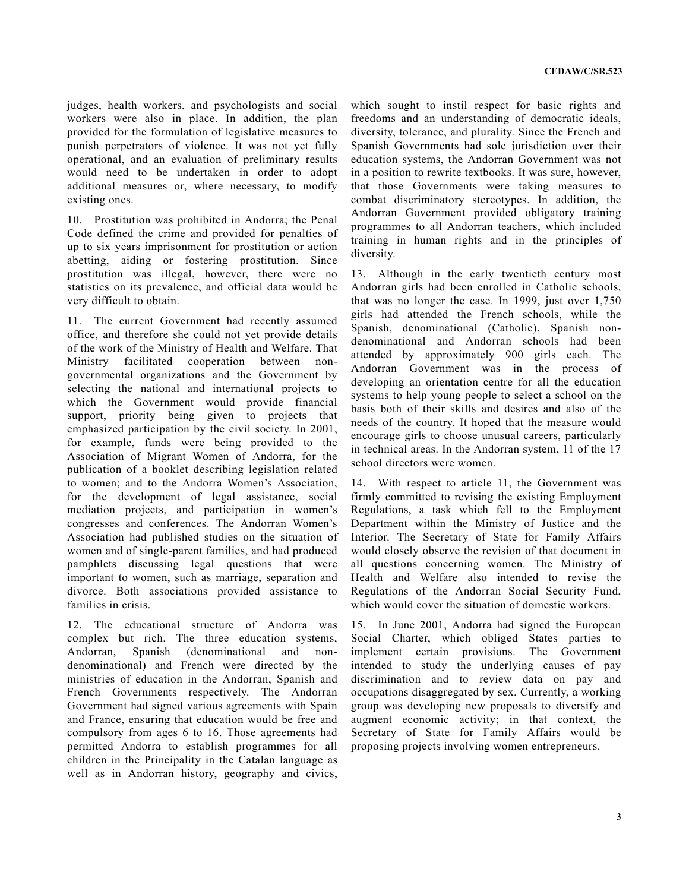judges, health workers, and psychologists and social workers were also in place. In addition, the plan provided for the formulation of legislative measures to punish perpetrators of violence. It was not yet fully operational, and an evaluation of preliminary results would need to be undertaken in order to adopt additional measures or, where necessary, to modify existing ones.

10. Prostitution was prohibited in Andorra; the Penal Code defined the crime and provided for penalties of up to six years imprisonment for prostitution or action abetting, aiding or fostering prostitution. Since prostitution was illegal, however, there were no statistics on its prevalence, and official data would be very difficult to obtain.

11. The current Government had recently assumed office, and therefore she could not yet provide details of the work of the Ministry of Health and Welfare. That Ministry facilitated cooperation between non-governmental organizations and the Government by selecting the national and international projects to which the Government would provide financial support, priority being given to projects that emphasized participation by the civil society. In 2001, for example, funds were being provided to the Association of Migrant Women of Andorra, for the publication of a booklet describing legislation related to women; and to the Andorra Women's Association, for the development of legal assistance, social mediation projects, and participation in women's congresses and conferences. The Andorran Women's Association had published studies on the situation of women and of single-parent families, and had produced pamphlets discussing legal questions that were important to women, such as marriage, separation and divorce. Both associations provided assistance to families in crisis.

12. The educational structure of Andorra was complex but rich. The three education systems, Andorran, Spanish (denominational and non-denominational) and French were directed by the ministries of education in the Andorran, Spanish and French Governments respectively. The Andorran Government had signed various agreements with Spain and France, ensuring that education would be free and compulsory from ages 6 to 16. Those agreements had permitted Andorra to establish programmes for all children in the Principality in the Catalan language as well as in Andorran history, geography and civics, which sought to instil respect for basic rights and freedoms and an understanding of democratic ideals, diversity, tolerance, and plurality. Since the French and Spanish Governments had sole jurisdiction over their education systems, the Andorran Government was not in a position to rewrite textbooks. It was sure, however, that those Governments were taking measures to combat discriminatory stereotypes. In addition, the Andorran Government provided obligatory training programmes to all Andorran teachers, which included training in human rights and in the principles of diversity.

13. Although in the early twentieth century most Andorran girls had been enrolled in Catholic schools, that was no longer the case. In 1999, just over 1,750 girls had attended the French schools, while the Spanish, denominational (Catholic), Spanish non-denominational and Andorran schools had been attended by approximately 900 girls each. The Andorran Government was in the process of developing an orientation centre for all the education systems to help young people to select a school on the basis both of their skills and desires and also of the needs of the country. It hoped that the measure would encourage girls to choose unusual careers, particularly in technical areas. In the Andorran system, 11 of the 17 school directors were women.

14. With respect to article 11, the Government was firmly committed to revising the existing Employment Regulations, a task which fell to the Employment Department within the Ministry of Justice and the Interior. The Secretary of State for Family Affairs would closely observe the revision of that document in all questions concerning women. The Ministry of Health and Welfare also intended to revise the Regulations of the Andorran Social Security Fund, which would cover the situation of domestic workers.

15. In June 2001, Andorra had signed the European Social Charter, which obliged States parties to implement certain provisions. The Government intended to study the underlying causes of pay discrimination and to review data on pay and occupations disaggregated by sex. Currently, a working group was developing new proposals to diversify and augment economic activity; in that context, the Secretary of State for Family Affairs would be proposing projects involving women entrepreneurs.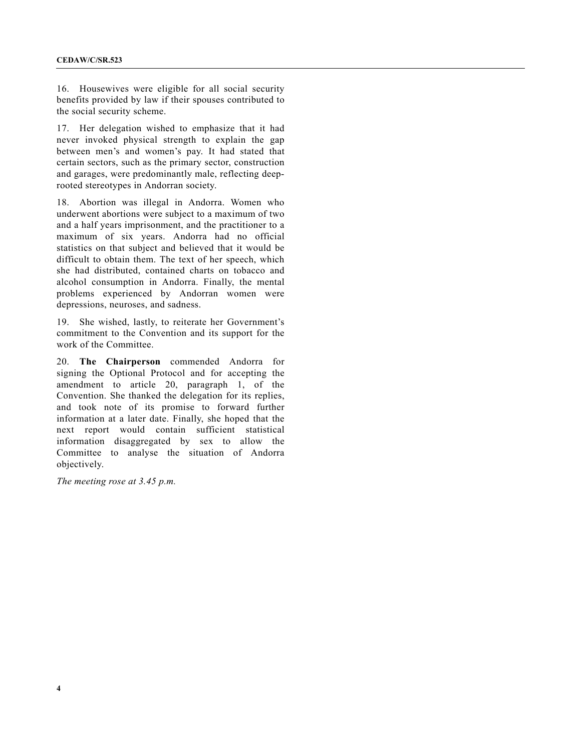16. Housewives were eligible for all social security benefits provided by law if their spouses contributed to the social security scheme.

17. Her delegation wished to emphasize that it had never invoked physical strength to explain the gap between men's and women's pay. It had stated that certain sectors, such as the primary sector, construction and garages, were predominantly male, reflecting deep-rooted stereotypes in Andorran society.

18. Abortion was illegal in Andorra. Women who underwent abortions were subject to a maximum of two and a half years imprisonment, and the practitioner to a maximum of six years. Andorra had no official statistics on that subject and believed that it would be difficult to obtain them. The text of her speech, which she had distributed, contained charts on tobacco and alcohol consumption in Andorra. Finally, the mental problems experienced by Andorran women were depressions, neuroses, and sadness.

19. She wished, lastly, to reiterate her Government's commitment to the Convention and its support for the work of the Committee.

20. **The Chairperson** commended Andorra for signing the Optional Protocol and for accepting the amendment to article 20, paragraph 1, of the Convention. She thanked the delegation for its replies, and took note of its promise to forward further information at a later date. Finally, she hoped that the next report would contain sufficient statistical information disaggregated by sex to allow the Committee to analyse the situation of Andorra objectively.

*The meeting rose at 3.45 p.m.*